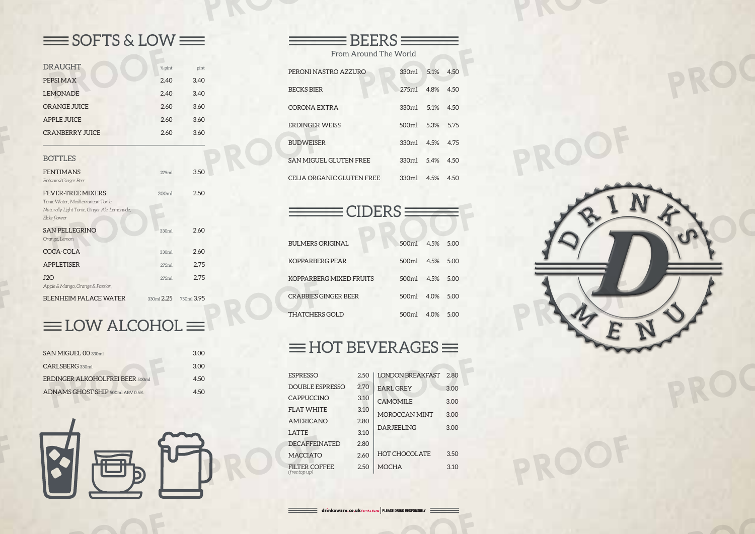# SOFTS & LOW

| DRAUGHT | ½ pint | pint |
|---|---|---|
| PEPSI MAX | 2.40 | 3.40 |
| LEMONADE | 2.40 | 3.40 |
| ORANGE JUICE | 2.60 | 3.60 |
| APPLE JUICE | 2.60 | 3.60 |
| CRANBERRY JUICE | 2.60 | 3.60 |

| BOTTLES | | |
|---|---|---|
| FENTIMANS *Botanical Ginger Beer* | 275ml | 3.50 |
| FEVER-TREE MIXERS *Tonic Water, Mediterranean Tonic, Naturally Light Tonic, Ginger Ale, Lemonade, Elder flower* | 200ml | 2.50 |
| SAN PELLEGRINO *Orange, Lemon* | 330ml | 2.60 |
| COCA-COLA | 330ml | 2.60 |
| APPLETISER | 275ml | 2.75 |
| J2O *Apple & Mango, Orange & Passion,* | 275ml | 2.75 |
| BLENHEIM PALACE WATER | 330ml 2.25 | 750ml 3.95 |

# LOW ALCOHOL

| | |
|---|---|
| SAN MIGUEL 00 330ml | 3.00 |
| CARLSBERG 330ml | 3.00 |
| ERDINGER ALKOHOLFREI BEER 500ml | 4.50 |
| ADNAMS GHOST SHIP 500ml ABV 0.5% | 4.50 |

# BEERS

From Around The World

| | | | |
|---|---|---|---|
| PERONI NASTRO AZZURO | 330ml | 5.1% | 4.50 |
| BECKS BIER | 275ml | 4.8% | 4.50 |
| CORONA EXTRA | 330ml | 5.1% | 4.50 |
| ERDINGER WEISS | 500ml | 5.3% | 5.75 |
| BUDWEISER | 330ml | 4.5% | 4.75 |
| SAN MIGUEL GLUTEN FREE | 330ml | 5.4% | 4.50 |
| CELIA ORGANIC GLUTEN FREE | 330ml | 4.5% | 4.50 |

# CIDERS

| | | | |
|---|---|---|---|
| BULMERS ORIGINAL | 500ml | 4.5% | 5.00 |
| KOPPARBERG PEAR | 500ml | 4.5% | 5.00 |
| KOPPARBERG MIXED FRUITS | 500ml | 4.5% | 5.00 |
| CRABBIES GINGER BEER | 500ml | 4.0% | 5.00 |
| THATCHERS GOLD | 500ml | 4.0% | 5.00 |

# HOT BEVERAGES

| | |
|---|---|
| ESPRESSO | 2.50 |
| DOUBLE ESPRESSO | 2.70 |
| CAPPUCCINO | 3.10 |
| FLAT WHITE | 3.10 |
| AMERICANO | 2.80 |
| LATTE | 3.10 |
| DECAFFEINATED | 2.80 |
| MACCIATO | 2.60 |
| FILTER COFFEE *(free top up)* | 2.50 |

| | |
|---|---|
| LONDON BREAKFAST | 2.80 |
| EARL GREY | 3.00 |
| CAMOMILE | 3.00 |
| MOROCCAN MINT | 3.00 |
| DARJEELING | 3.00 |
| HOT CHOCOLATE | 3.50 |
| MOCHA | 3.10 |

drinkaware.co.uk for the facts | PLEASE DRINK RESPONSIBLY

DRINKS MENU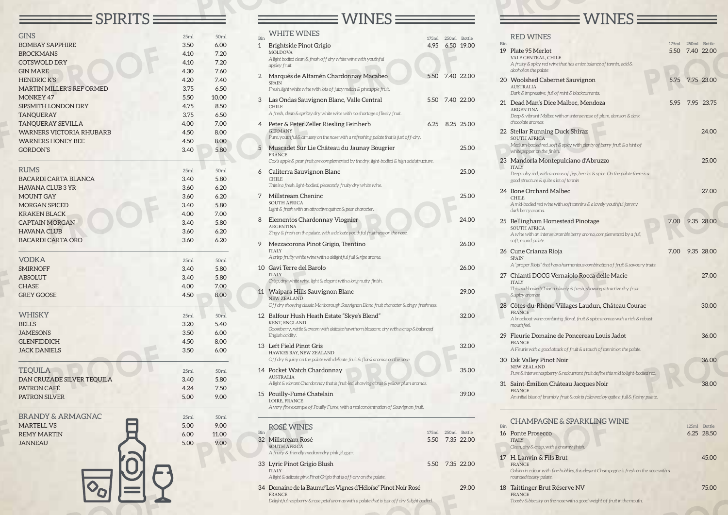# SPIRITS

## GINS

| GINS | 25ml | 50ml |
|---|---|---|
| BOMBAY SAPPHIRE | 3.50 | 6.00 |
| BROCKMANS | 4.10 | 7.20 |
| COTSWOLD DRY | 4.10 | 7.20 |
| GIN MARE | 4.30 | 7.60 |
| HENDRIC K'S | 4.20 | 7.40 |
| MARTIN MILLER'S REF ORMED | 3.75 | 6.50 |
| MONKEY 47 | 5.50 | 10.00 |
| SIPSMITH LONDON DRY | 4.75 | 8.50 |
| TANQUERAY | 3.75 | 6.50 |
| TANQUERAY SEVILLA | 4.00 | 7.00 |
| WARNERS VICTORIA RHUBARB | 4.50 | 8.00 |
| WARNERS HONEY BEE | 4.50 | 8.00 |
| GORDON'S | 3.40 | 5.80 |

## RUMS

| RUMS | 25ml | 50ml |
|---|---|---|
| BACARDI CARTA BLANCA | 3.40 | 5.80 |
| HAVANA CLUB 3 YR | 3.60 | 6.20 |
| MOUNT GAY | 3.60 | 6.20 |
| MORGAN SPICED | 3.40 | 5.80 |
| KRAKEN BLACK | 4.00 | 7.00 |
| CAPTAIN MORGAN | 3.40 | 5.80 |
| HAVANA CLUB | 3.60 | 6.20 |
| BACARDI CARTA ORO | 3.60 | 6.20 |

## VODKA

| VODKA | 25ml | 50ml |
|---|---|---|
| SMIRNOFF | 3.40 | 5.80 |
| ABSOLUT | 3.40 | 5.80 |
| CHASE | 4.00 | 7.00 |
| GREY GOOSE | 4.50 | 8.00 |

## WHISKY

| WHISKY | 25ml | 50ml |
|---|---|---|
| BELLS | 3.20 | 5.40 |
| JAMESONS | 3.50 | 6.00 |
| GLENFIDDICH | 4.50 | 8.00 |
| JACK DANIELS | 3.50 | 6.00 |

## TEQUILA

| TEQUILA | 25ml | 50ml |
|---|---|---|
| DAN CRUZADE SILVER TEQUILA | 3.40 | 5.80 |
| PATRON CAFÉ | 4.24 | 7.50 |
| PATRON SILVER | 5.00 | 9.00 |

## BRANDY & ARMAGNAC

| BRANDY & ARMAGNAC | 25ml | 50ml |
|---|---|---|
| MARTELL VS | 5.00 | 9.00 |
| REMY MARTIN | 6.00 | 11.00 |
| JANNEAU | 5.00 | 9.00 |

# WINES

## WHITE WINES

| Bin | | 175ml | 250ml | Bottle |
|---|---|---|---|---|
| 1 | Brightside Pinot Grigio<br>MOLDOVA<br>*A light bodied clean & fresh off dry white wine with youthful appley fruit.* | 4.95 | 6.50 | 19.00 |
| 2 | Marqués de Alfamén Chardonnay Macabeo<br>SPAIN<br>*Fresh, light white wine with lots of juicy melon & pineapple fruit.* | 5.50 | 7.40 | 22.00 |
| 3 | Las Ondas Sauvignon Blanc, Valle Central<br>CHILE<br>*A fresh, clean & spritzy dry white wine with no shortage of lively fruit.* | 5.50 | 7.40 | 22.00 |
| 4 | Peter & Peter Zeller Riesling Feinherb<br>GERMANY<br>*Pure, youthful & citrussy on the nose with a refreshing palate that is just off-dry.* | 6.25 | 8.25 | 25.00 |
| 5 | Muscadet Sur Lie Château du Jaunay Bougrier<br>FRANCE<br>*Cox's apple & pear fruit are complemented by the dry, light-bodied & high acid structure.* | | | 25.00 |
| 6 | Caliterra Sauvignon Blanc<br>CHILE<br>*This is a fresh, light-bodied, pleasantly fruity dry white wine.* | | | 25.00 |
| 7 | Millstream Chenin<br>SOUTH AFRICA<br>*Light & fresh with an attractive quince & pear character.* | | | 25.00 |
| 8 | Elementos Chardonnay Viognier<br>ARGENTINA<br>*Zingy & fresh on the palate, with a delicate youthful fruitiness on the nose.* | | | 24.00 |
| 9 | Mezzacorona Pinot Grigio, Trentino<br>ITALY<br>*A crisp fruity white wine with a delightful full & ripe aroma.* | | | 26.00 |
| 10 | Gavi Terre del Barolo<br>ITALY<br>*Crisp, dry white wine, light & elegant with a long nutty finish.* | | | 26.00 |
| 11 | Waipara Hills Sauvignon Blanc<br>NEW ZEALAND<br>*Off dry showing classic Marlborough Sauvignon Blanc fruit character & zingy freshness.* | | | 29.00 |
| 12 | Balfour Hush Heath Estate "Skye's Blend"<br>KENT, ENGLAND<br>*Gooseberry, nettle & cream with delicate hawthorn blossom; dry with a crisp & balanced English acidity.* | | | 32.00 |
| 13 | Left Field Pinot Gris<br>HAWKES BAY, NEW ZEALAND<br>*Off dry & juicy on the palate with delicate fruit & floral aromas on the nose.* | | | 32.00 |
| 14 | Pocket Watch Chardonnay<br>AUSTRALIA<br>*A light & vibrant Chardonnay that is fruit-led, showing citrus & yellow plum aromas.* | | | 35.00 |
| 15 | Pouilly-Fumé Chatelain<br>LOIRE, FRANCE<br>*A very fine example of Pouilly Fume, with a real concentration of Sauvignon fruit.* | | | 39.00 |

## ROSÉ WINES

| Bin | | 175ml | 250ml | Bottle |
|---|---|---|---|---|
| 32 | Millstream Rosé<br>SOUTH AFRICA<br>*A fruity & friendly medium-dry pink glugger.* | 5.50 | 7.35 | 22.00 |
| 33 | Lyric Pinot Grigio Blush<br>ITALY<br>*A light & delicate pink Pinot Grigio that is off-dry on the palate.* | 5.50 | 7.35 | 22.00 |
| 34 | Domaine de la Baume"Les Vignes d'Héloïse" Pinot Noir Rosé<br>FRANCE<br>*Delightful raspberry & rose petal aromas with a palate that is just off dry & light bodied.* | | | 29.00 |

# WINES

## RED WINES

| Bin | | 175ml | 250ml | Bottle |
|---|---|---|---|---|
| 19 | Plate 95 Merlot<br>VALE CENTRAL, CHILE<br>*A fruity & spicy red wine that has a nice balance of tannin, acid & alcohol on the palate* | 5.50 | 7.40 | 22.00 |
| 20 | Woolshed Cabernet Sauvignon<br>AUSTRALIA<br>*Dark & impressive, full of mint & blackcurrants.* | 5.75 | 7.75 | 23.00 |
| 21 | Dead Man's Dice Malbec, Mendoza<br>ARGENTINA<br>*Deep & vibrant Malbec with an intense nose of plum, damson & dark chocolate aromas.* | 5.95 | 7.95 | 23.75 |
| 22 | Stellar Running Duck Shiraz<br>SOUTH AFRICA<br>*Medium-bodied red, soft & spicy with plenty of berry fruit & a hint of whitepepper on the finish.* | | | 24.00 |
| 23 | Mandorla Montepulciano d'Abruzzo<br>ITALY<br>*Deep ruby red, with aromas of figs, berries & spice. On the palate there is a good structure & quite a lot of tannin* | | | 25.00 |
| 24 | Bone Orchard Malbec<br>CHILE<br>*A mid-bodied red wine with soft tannins & a lovely youthful jammy dark berry aroma.* | | | 27.00 |
| 25 | Bellingham Homestead Pinotage<br>SOUTH AFRICA<br>*A wine with an intense bramble berry aroma, complemented by a full, soft, round palate.* | 7.00 | 9.35 | 28.00 |
| 26 | Cune Crianza Rioja<br>SPAIN<br>*A "proper Rioja" that has a harmonious combination of fruit & savoury traits.* | 7.00 | 9.35 | 28.00 |
| 27 | Chianti DOCG Vernaiolo Rocca delle Macie<br>ITALY<br>*This mid-bodied Chianti is lively & fresh, showing attractive dry fruit & spicy aromas.* | | | 27.00 |
| 28 | Côtes-du-Rhône Villages Laudun, Château Courac<br>FRANCE<br>*A knockout wine combining floral, fruit & spice aromas with a rich & robust mouthfeel.* | | | 30.00 |
| 29 | Fleurie Domaine de Poncereau Louis Jadot<br>FRANCE<br>*A Fleurie with a good attack of fruit & a touch of tannin on the palate.* | | | 36.00 |
| 30 | Esk Valley Pinot Noir<br>NEW ZEALAND<br>*Pure & intense raspberry & redcurrant fruit define this mid to light-bodied red.* | | | 36.00 |
| 31 | Saint-Émilion Château Jacques Noir<br>FRANCE<br>*An initial blast of brambly fruit & oak is followed by quite a full & fleshy palate.* | | | 38.00 |

## CHAMPAGNE & SPARKLING WINE

| Bin | | 125ml | Bottle |
|---|---|---|---|
| 16 | Ponte Prosecco<br>ITALY<br>*Clean, dry & crisp, with a creamy finish.* | 6.25 | 28.50 |
| 17 | H. Lanvin & Fils Brut<br>FRANCE<br>*Golden in colour with fine bubbles, this elegant Champagne is fresh on the nose with a rounded toasty palate.* | | 45.00 |
| 18 | Taittinger Brut Réserve NV<br>FRANCE<br>*Toasty & biscuity on the nose with a good weight of fruit in the mouth.* | | 75.00 |